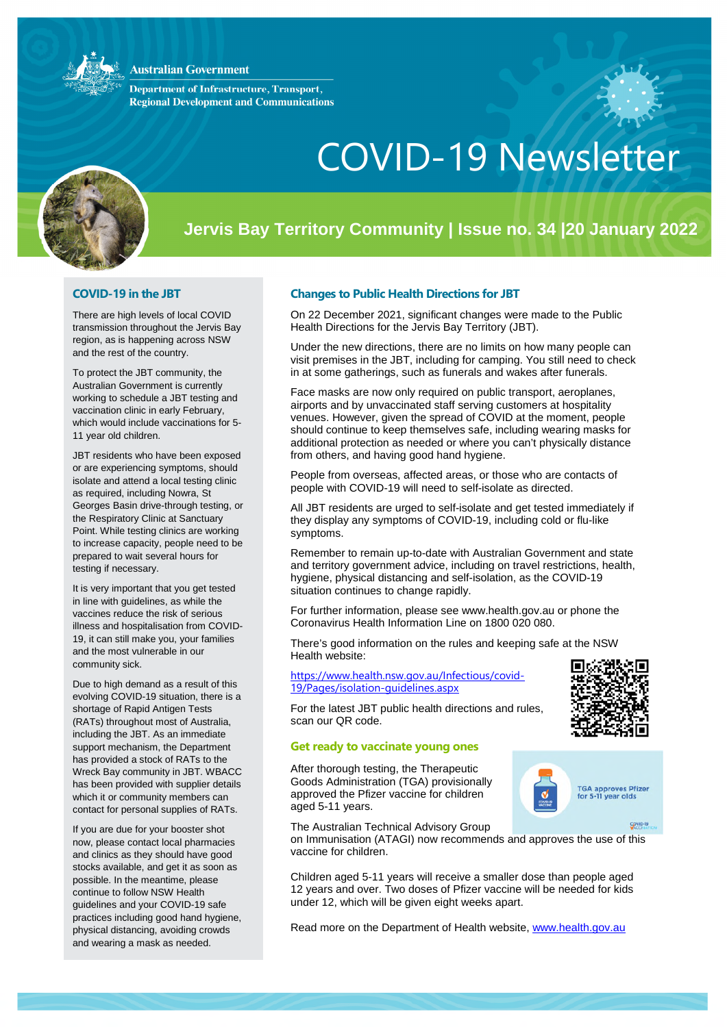Australian Government

Department of Infrastructure, Transport, Regional Development and Communications

# COVID-19 Newsletter

## Jervis Bay Territory Community | Issue no. 34 |20 January 2022

### COVID-19 in the JBT

There are high levels of local COVID transmission throughout the Jervis Bay region, as is happening across NSW and the rest of the country.

To protect the JBT community, the Australian Government is currently working to schedule a JBT testing and vaccination clinic in early February, which would include vaccinations for 5-11 year old children.

JBT residents who have been exposed or are experiencing symptoms, should isolate and attend a local testing clinic as required, including Nowra, St Georges Basin drive-through testing, or the Respiratory Clinic at Sanctuary Point. While testing clinics are working to increase capacity, people need to be prepared to wait several hours for testing if necessary.

It is very important that you get tested in line with guidelines, as while the vaccines reduce the risk of serious illness and hospitalisation from COVID-19, it can still make you, your families and the most vulnerable in our community sick.

Due to high demand as a result of this evolving COVID-19 situation, there is a shortage of Rapid Antigen Tests (RATs) throughout most of Australia, including the JBT. As an immediate support mechanism, the Department has provided a stock of RATs to the Wreck Bay community in JBT. WBACC has been provided with supplier details which it or community members can contact for personal supplies of RATs.

If you are due for your booster shot now, please contact local pharmacies and clinics as they should have good stocks available, and get it as soon as possible. In the meantime, please continue to follow NSW Health guidelines and your COVID-19 safe practices including good hand hygiene, physical distancing, avoiding crowds and wearing a mask as needed.

### Changes to Public Health Directions for JBT

On 22 December 2021, significant changes were made to the Public Health Directions for the Jervis Bay Territory (JBT).

Under the new directions, there are no limits on how many people can visit premises in the JBT, including for camping. You still need to check in at some gatherings, such as funerals and wakes after funerals.

Face masks are now only required on public transport, aeroplanes, airports and by unvaccinated staff serving customers at hospitality venues. However, given the spread of COVID at the moment, people should continue to keep themselves safe, including wearing masks for additional protection as needed or where you can't physically distance from others, and having good hand hygiene.

People from overseas, affected areas, or those who are contacts of people with COVID-19 will need to self-isolate as directed.

All JBT residents are urged to self-isolate and get tested immediately if they display any symptoms of COVID-19, including cold or flu-like symptoms.

Remember to remain up-to-date with Australian Government and state and territory government advice, including on travel restrictions, health, hygiene, physical distancing and self-isolation, as the COVID-19 situation continues to change rapidly.

For further information, please see www.health.gov.au or phone the Coronavirus Health Information Line on 1800 020 080.

There's good information on the rules and keeping safe at the NSW Health website:

https://www.health.nsw.gov.au/Infectious/covid-19/Pages/isolation-guidelines.aspx

For the latest JBT public health directions and rules, scan our QR code.

### Get ready to vaccinate young ones

After thorough testing, the Therapeutic Goods Administration (TGA) provisionally approved the Pfizer vaccine for children aged 5-11 years.

TGA approves Pfizer for 5-11 year olds

The Australian Technical Advisory Group on Immunisation (ATAGI) now recommends and approves the use of this vaccine for children.

Children aged 5-11 years will receive a smaller dose than people aged 12 years and over. Two doses of Pfizer vaccine will be needed for kids under 12, which will be given eight weeks apart.

Read more on the Department of Health website, www.health.gov.au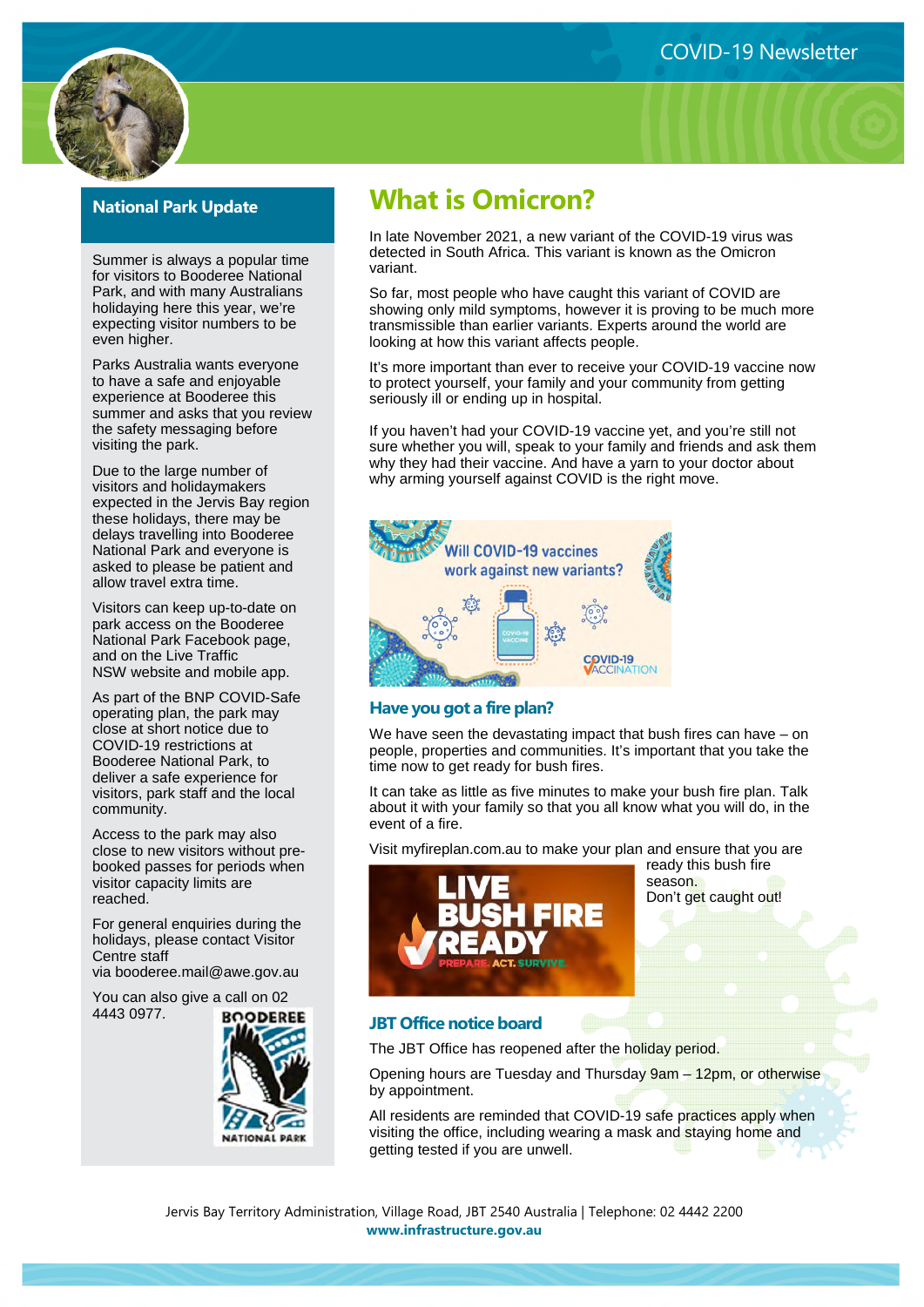## National Park Update

Summer is always a popular time for visitors to Booderee National Park, and with many Australians holidaying here this year, we're expecting visitor numbers to be even higher.

Parks Australia wants everyone to have a safe and enjoyable experience at Booderee this summer and asks that you review the safety messaging before visiting the park.

Due to the large number of visitors and holidaymakers expected in the Jervis Bay region these holidays, there may be delays travelling into Booderee National Park and everyone is asked to please be patient and allow travel extra time.

Visitors can keep up-to-date on park access on the Booderee National Park Facebook page, and on the Live Traffic NSW website and mobile app.

As part of the BNP COVID-Safe operating plan, the park may close at short notice due to COVID-19 restrictions at Booderee National Park, to deliver a safe experience for visitors, park staff and the local community.

Access to the park may also close to new visitors without pre-booked passes for periods when visitor capacity limits are reached.

For general enquiries during the holidays, please contact Visitor Centre staff via booderee.mail@awe.gov.au

You can also give a call on 02 4443 0977.

# What is Omicron?

In late November 2021, a new variant of the COVID-19 virus was detected in South Africa. This variant is known as the Omicron variant.

So far, most people who have caught this variant of COVID are showing only mild symptoms, however it is proving to be much more transmissible than earlier variants. Experts around the world are looking at how this variant affects people.

It's more important than ever to receive your COVID-19 vaccine now to protect yourself, your family and your community from getting seriously ill or ending up in hospital.

If you haven't had your COVID-19 vaccine yet, and you're still not sure whether you will, speak to your family and friends and ask them why they had their vaccine. And have a yarn to your doctor about why arming yourself against COVID is the right move.

### Have you got a fire plan?

We have seen the devastating impact that bush fires can have – on people, properties and communities. It's important that you take the time now to get ready for bush fires.

It can take as little as five minutes to make your bush fire plan. Talk about it with your family so that you all know what you will do, in the event of a fire.

Visit myfireplan.com.au to make your plan and ensure that you are ready this bush fire season. Don't get caught out!

### JBT Office notice board

The JBT Office has reopened after the holiday period.

Opening hours are Tuesday and Thursday 9am – 12pm, or otherwise by appointment.

All residents are reminded that COVID-19 safe practices apply when visiting the office, including wearing a mask and staying home and getting tested if you are unwell.

Jervis Bay Territory Administration, Village Road, JBT 2540 Australia | Telephone: 02 4442 2200
**www.infrastructure.gov.au**